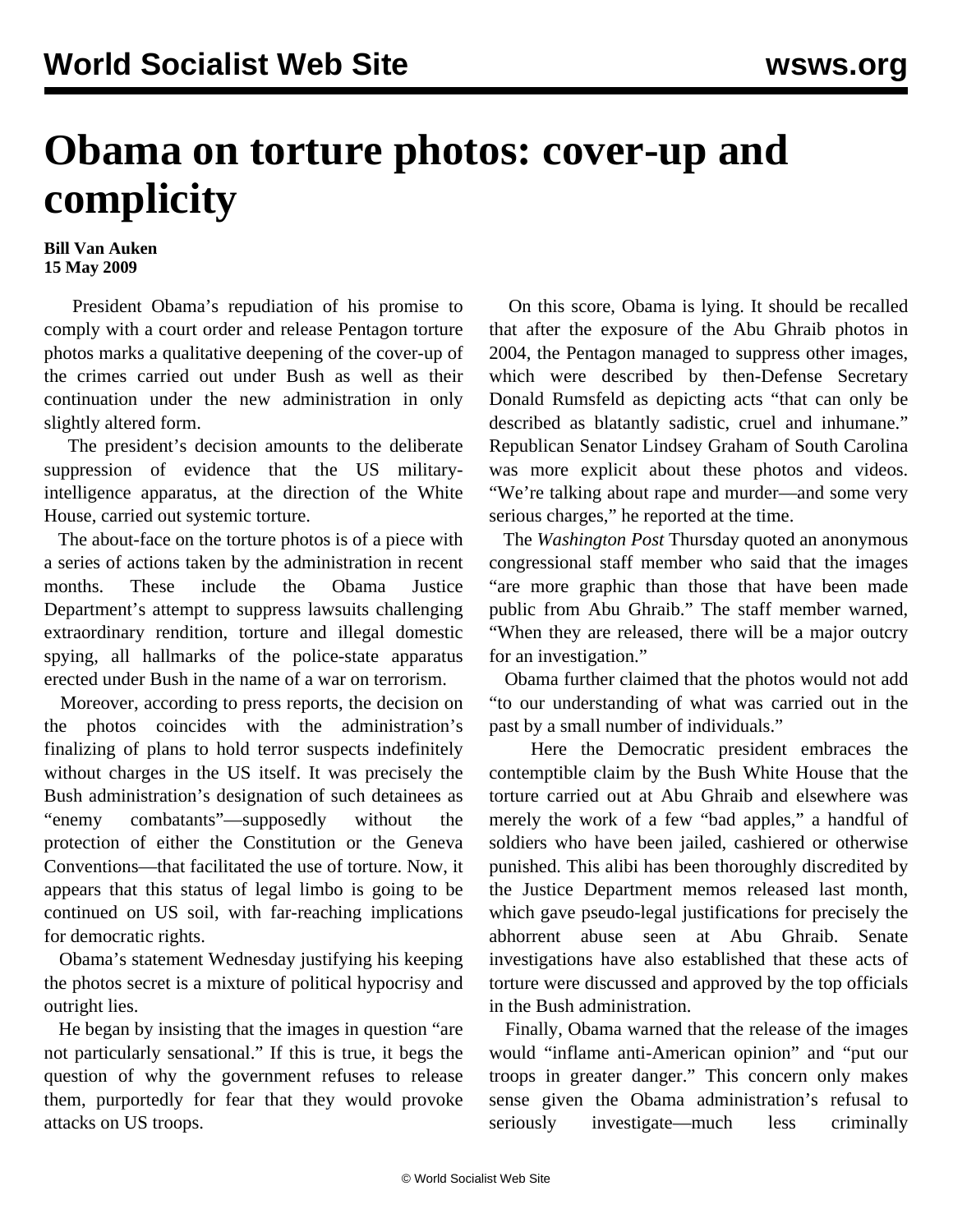# Obama on torture photos: cover-up and complicity

**Bill Van Auken**
**15 May 2009**

President Obama's repudiation of his promise to comply with a court order and release Pentagon torture photos marks a qualitative deepening of the cover-up of the crimes carried out under Bush as well as their continuation under the new administration in only slightly altered form.

The president's decision amounts to the deliberate suppression of evidence that the US military-intelligence apparatus, at the direction of the White House, carried out systemic torture.

The about-face on the torture photos is of a piece with a series of actions taken by the administration in recent months. These include the Obama Justice Department's attempt to suppress lawsuits challenging extraordinary rendition, torture and illegal domestic spying, all hallmarks of the police-state apparatus erected under Bush in the name of a war on terrorism.

Moreover, according to press reports, the decision on the photos coincides with the administration's finalizing of plans to hold terror suspects indefinitely without charges in the US itself. It was precisely the Bush administration's designation of such detainees as "enemy combatants"—supposedly without the protection of either the Constitution or the Geneva Conventions—that facilitated the use of torture. Now, it appears that this status of legal limbo is going to be continued on US soil, with far-reaching implications for democratic rights.

Obama's statement Wednesday justifying his keeping the photos secret is a mixture of political hypocrisy and outright lies.

He began by insisting that the images in question "are not particularly sensational." If this is true, it begs the question of why the government refuses to release them, purportedly for fear that they would provoke attacks on US troops.

On this score, Obama is lying. It should be recalled that after the exposure of the Abu Ghraib photos in 2004, the Pentagon managed to suppress other images, which were described by then-Defense Secretary Donald Rumsfeld as depicting acts "that can only be described as blatantly sadistic, cruel and inhumane." Republican Senator Lindsey Graham of South Carolina was more explicit about these photos and videos. "We're talking about rape and murder—and some very serious charges," he reported at the time.

The *Washington Post* Thursday quoted an anonymous congressional staff member who said that the images "are more graphic than those that have been made public from Abu Ghraib." The staff member warned, "When they are released, there will be a major outcry for an investigation."

Obama further claimed that the photos would not add "to our understanding of what was carried out in the past by a small number of individuals."

Here the Democratic president embraces the contemptible claim by the Bush White House that the torture carried out at Abu Ghraib and elsewhere was merely the work of a few "bad apples," a handful of soldiers who have been jailed, cashiered or otherwise punished. This alibi has been thoroughly discredited by the Justice Department memos released last month, which gave pseudo-legal justifications for precisely the abhorrent abuse seen at Abu Ghraib. Senate investigations have also established that these acts of torture were discussed and approved by the top officials in the Bush administration.

Finally, Obama warned that the release of the images would "inflame anti-American opinion" and "put our troops in greater danger." This concern only makes sense given the Obama administration's refusal to seriously investigate—much less criminally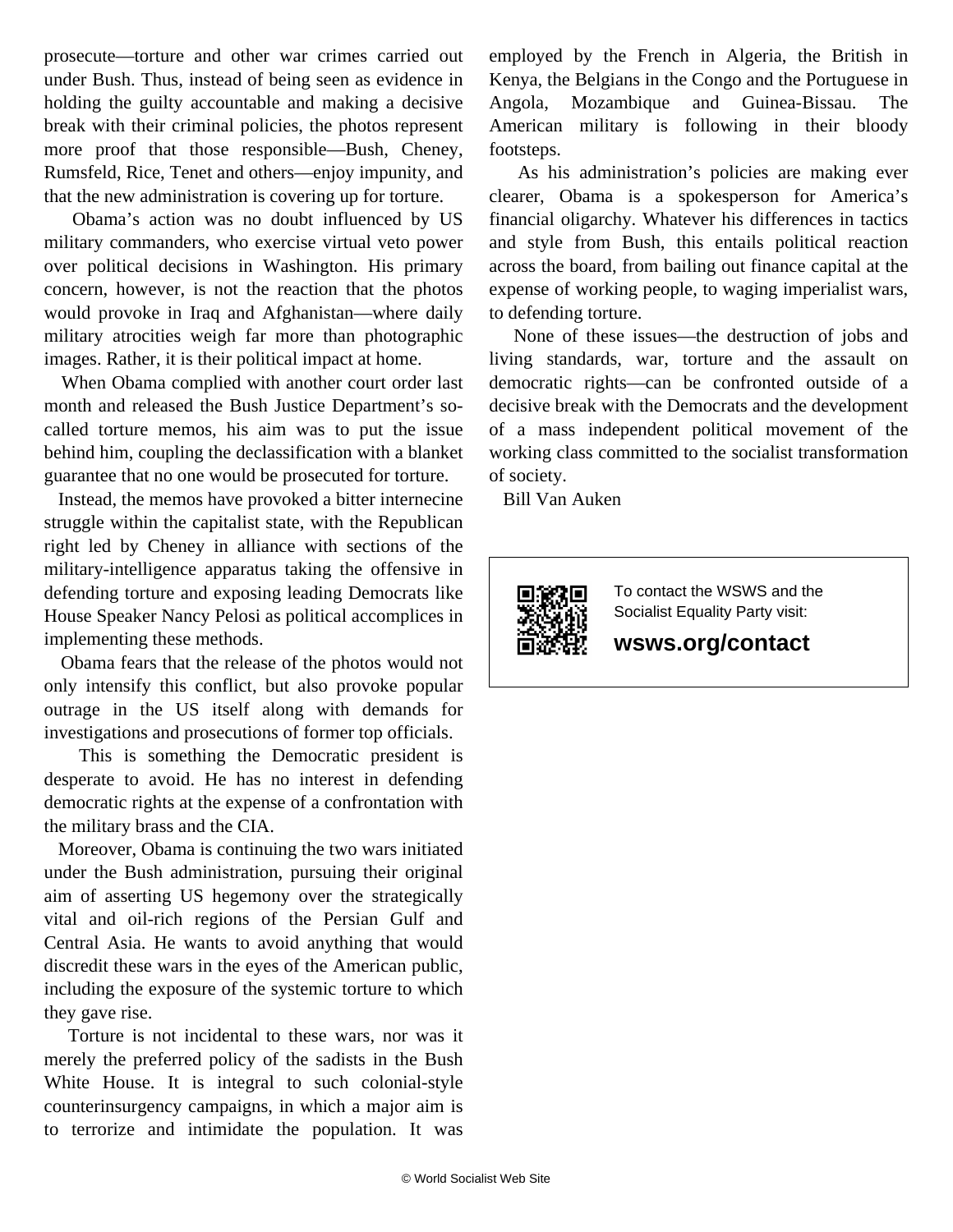prosecute—torture and other war crimes carried out under Bush. Thus, instead of being seen as evidence in holding the guilty accountable and making a decisive break with their criminal policies, the photos represent more proof that those responsible—Bush, Cheney, Rumsfeld, Rice, Tenet and others—enjoy impunity, and that the new administration is covering up for torture.

Obama's action was no doubt influenced by US military commanders, who exercise virtual veto power over political decisions in Washington. His primary concern, however, is not the reaction that the photos would provoke in Iraq and Afghanistan—where daily military atrocities weigh far more than photographic images. Rather, it is their political impact at home.

When Obama complied with another court order last month and released the Bush Justice Department's so-called torture memos, his aim was to put the issue behind him, coupling the declassification with a blanket guarantee that no one would be prosecuted for torture.

Instead, the memos have provoked a bitter internecine struggle within the capitalist state, with the Republican right led by Cheney in alliance with sections of the military-intelligence apparatus taking the offensive in defending torture and exposing leading Democrats like House Speaker Nancy Pelosi as political accomplices in implementing these methods.

Obama fears that the release of the photos would not only intensify this conflict, but also provoke popular outrage in the US itself along with demands for investigations and prosecutions of former top officials.

This is something the Democratic president is desperate to avoid. He has no interest in defending democratic rights at the expense of a confrontation with the military brass and the CIA.

Moreover, Obama is continuing the two wars initiated under the Bush administration, pursuing their original aim of asserting US hegemony over the strategically vital and oil-rich regions of the Persian Gulf and Central Asia. He wants to avoid anything that would discredit these wars in the eyes of the American public, including the exposure of the systemic torture to which they gave rise.

Torture is not incidental to these wars, nor was it merely the preferred policy of the sadists in the Bush White House. It is integral to such colonial-style counterinsurgency campaigns, in which a major aim is to terrorize and intimidate the population. It was employed by the French in Algeria, the British in Kenya, the Belgians in the Congo and the Portuguese in Angola, Mozambique and Guinea-Bissau. The American military is following in their bloody footsteps.

As his administration's policies are making ever clearer, Obama is a spokesperson for America's financial oligarchy. Whatever his differences in tactics and style from Bush, this entails political reaction across the board, from bailing out finance capital at the expense of working people, to waging imperialist wars, to defending torture.

None of these issues—the destruction of jobs and living standards, war, torture and the assault on democratic rights—can be confronted outside of a decisive break with the Democrats and the development of a mass independent political movement of the working class committed to the socialist transformation of society.

Bill Van Auken

To contact the WSWS and the Socialist Equality Party visit:

**wsws.org/contact**